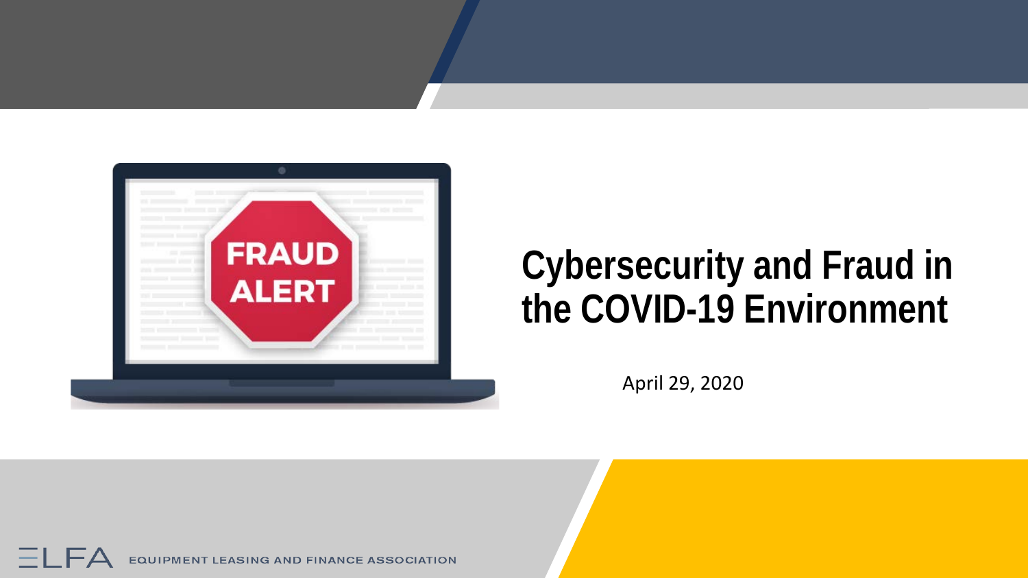# Cybersecurity and Fraud in the COVID-19 Environment

April 29, 2020

ELFA EQUIPMENT LEASING AND FINANCE ASSOCIATION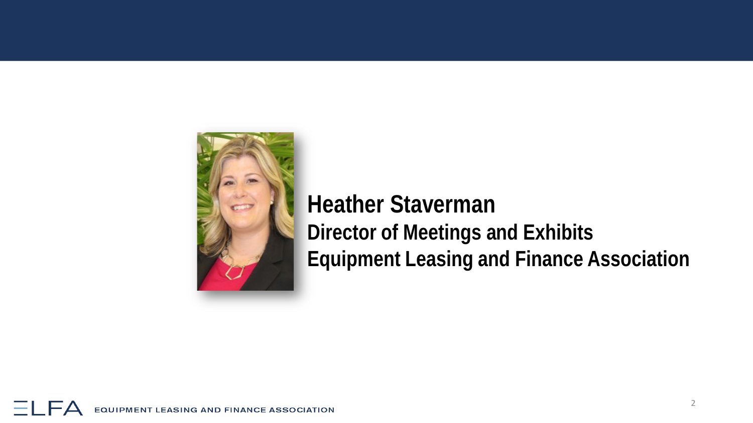**Heather Staverman**

**Director of Meetings and Exhibits**

**Equipment Leasing and Finance Association**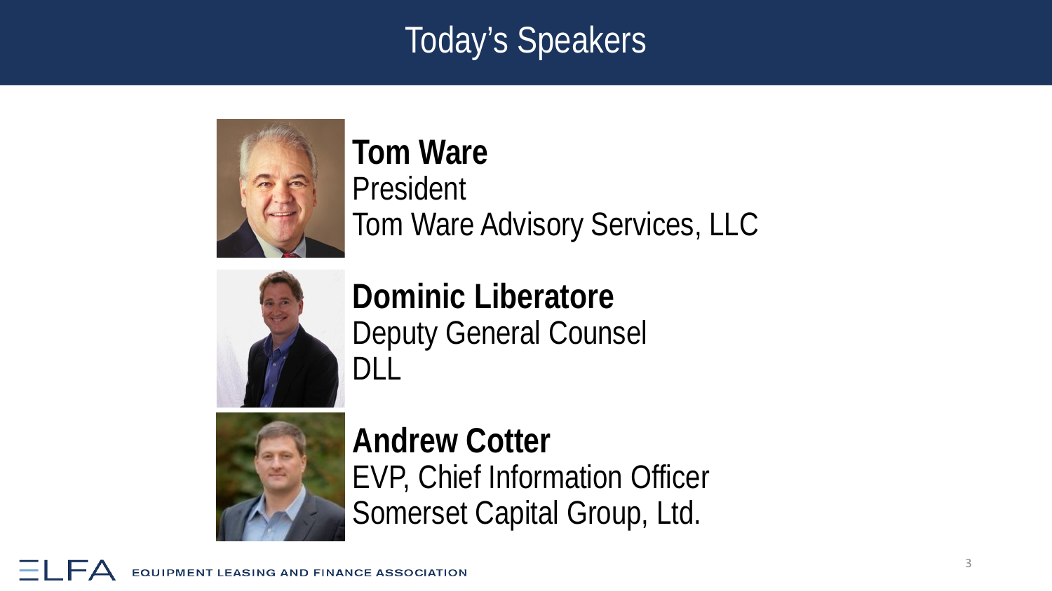# Today's Speakers

**Tom Ware**
President
Tom Ware Advisory Services, LLC

**Dominic Liberatore**
Deputy General Counsel
DLL

**Andrew Cotter**
EVP, Chief Information Officer
Somerset Capital Group, Ltd.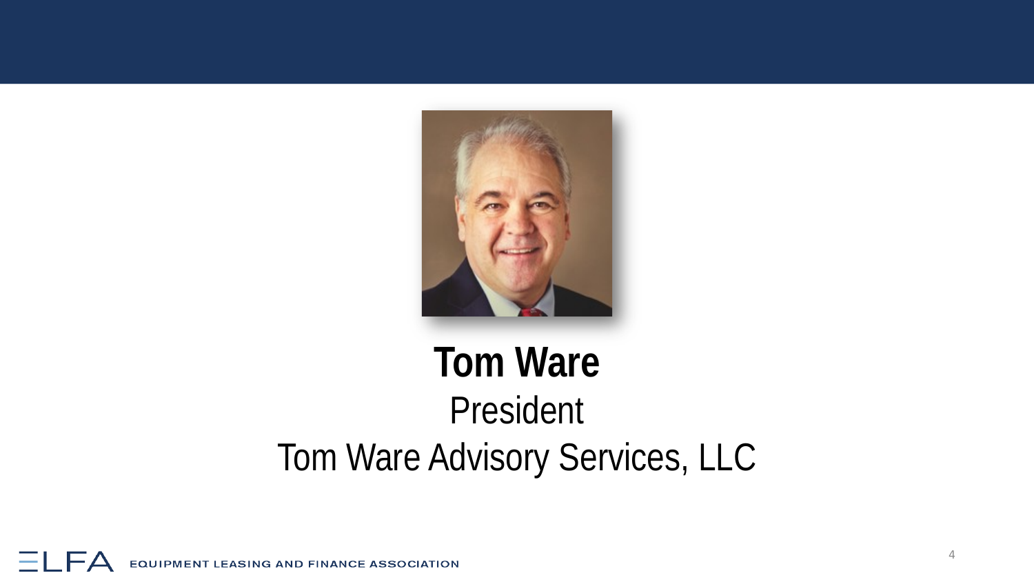**Tom Ware**

President

Tom Ware Advisory Services, LLC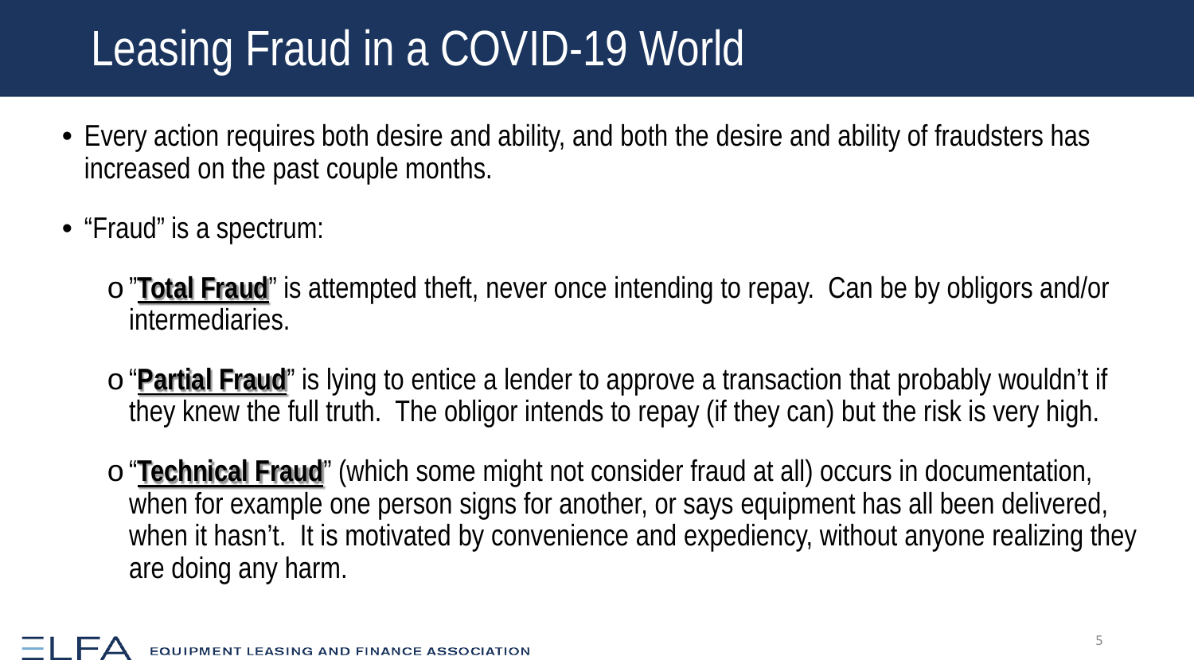# Leasing Fraud in a COVID-19 World

- Every action requires both desire and ability, and both the desire and ability of fraudsters has increased on the past couple months.
- "Fraud" is a spectrum:
  - "**Total Fraud**" is attempted theft, never once intending to repay. Can be by obligors and/or intermediaries.
  - "**Partial Fraud**" is lying to entice a lender to approve a transaction that probably wouldn't if they knew the full truth. The obligor intends to repay (if they can) but the risk is very high.
  - "**Technical Fraud**" (which some might not consider fraud at all) occurs in documentation, when for example one person signs for another, or says equipment has all been delivered, when it hasn't. It is motivated by convenience and expediency, without anyone realizing they are doing any harm.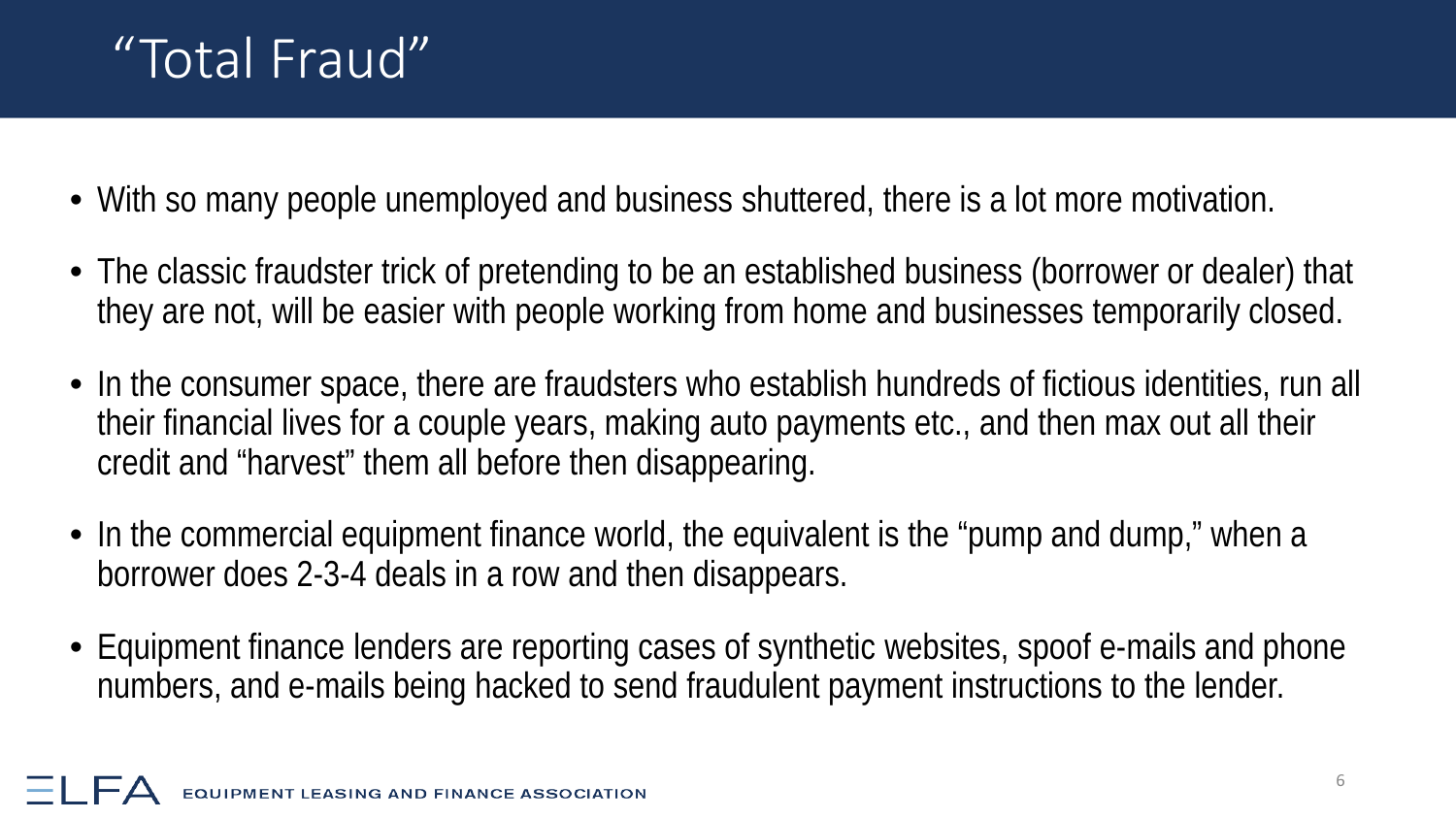# "Total Fraud"

- With so many people unemployed and business shuttered, there is a lot more motivation.
- The classic fraudster trick of pretending to be an established business (borrower or dealer) that they are not, will be easier with people working from home and businesses temporarily closed.
- In the consumer space, there are fraudsters who establish hundreds of fictious identities, run all their financial lives for a couple years, making auto payments etc., and then max out all their credit and "harvest" them all before then disappearing.
- In the commercial equipment finance world, the equivalent is the "pump and dump," when a borrower does 2-3-4 deals in a row and then disappears.
- Equipment finance lenders are reporting cases of synthetic websites, spoof e-mails and phone numbers, and e-mails being hacked to send fraudulent payment instructions to the lender.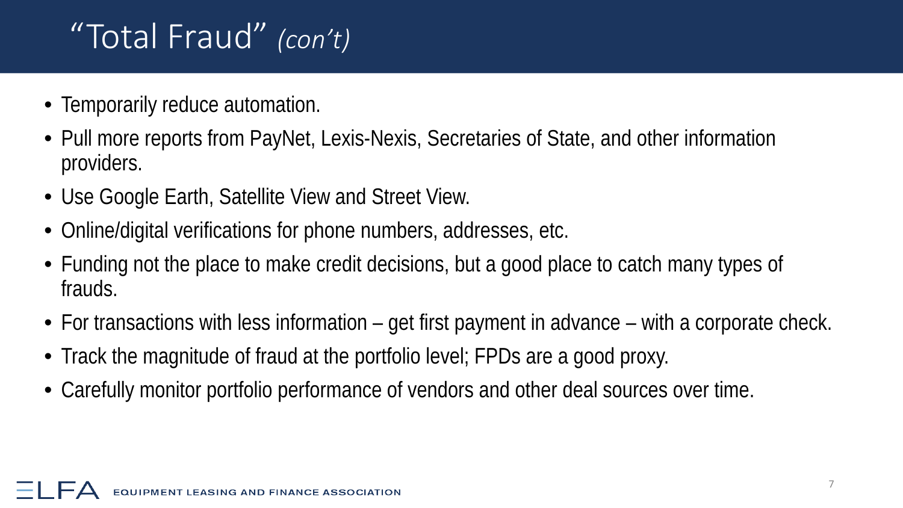# "Total Fraud" *(con't)*

- Temporarily reduce automation.
- Pull more reports from PayNet, Lexis-Nexis, Secretaries of State, and other information providers.
- Use Google Earth, Satellite View and Street View.
- Online/digital verifications for phone numbers, addresses, etc.
- Funding not the place to make credit decisions, but a good place to catch many types of frauds.
- For transactions with less information – get first payment in advance – with a corporate check.
- Track the magnitude of fraud at the portfolio level; FPDs are a good proxy.
- Carefully monitor portfolio performance of vendors and other deal sources over time.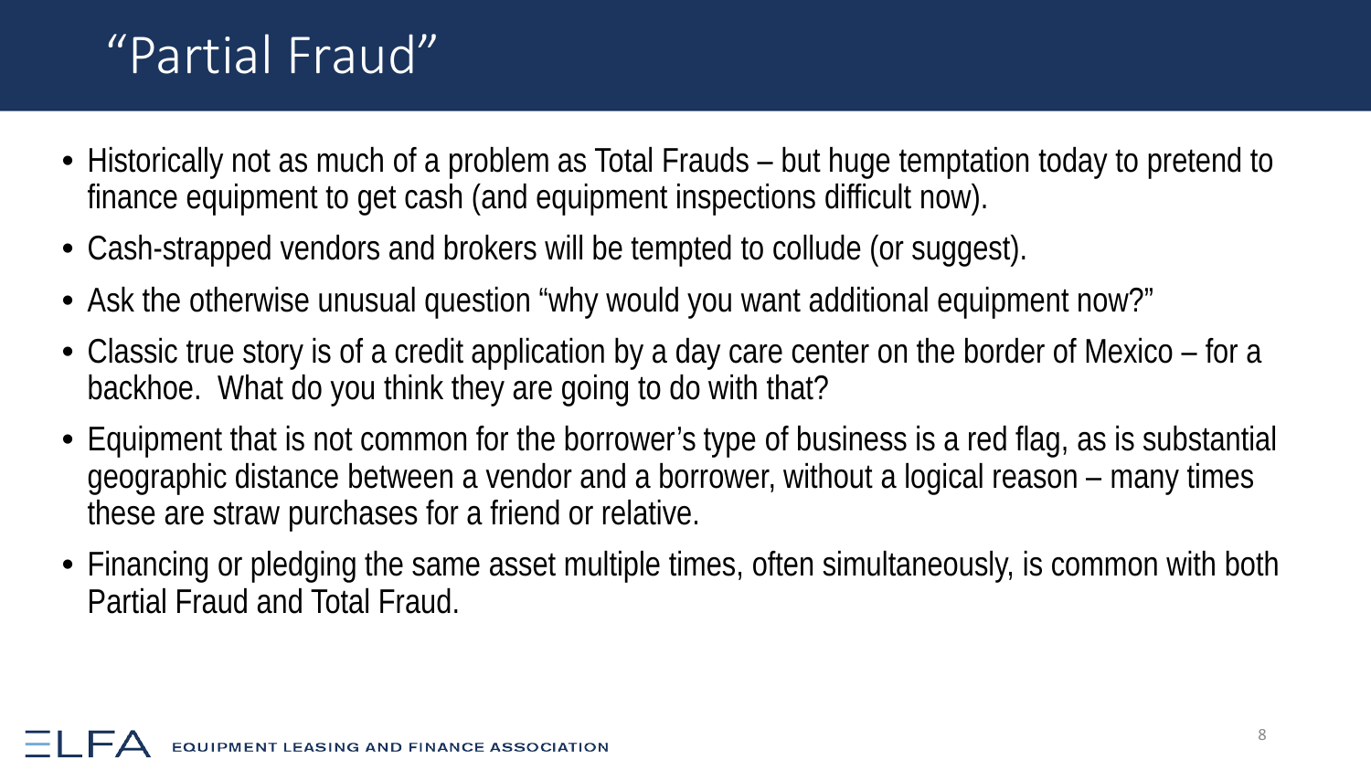# "Partial Fraud"

- Historically not as much of a problem as Total Frauds – but huge temptation today to pretend to finance equipment to get cash (and equipment inspections difficult now).
- Cash-strapped vendors and brokers will be tempted to collude (or suggest).
- Ask the otherwise unusual question "why would you want additional equipment now?"
- Classic true story is of a credit application by a day care center on the border of Mexico – for a backhoe. What do you think they are going to do with that?
- Equipment that is not common for the borrower's type of business is a red flag, as is substantial geographic distance between a vendor and a borrower, without a logical reason – many times these are straw purchases for a friend or relative.
- Financing or pledging the same asset multiple times, often simultaneously, is common with both Partial Fraud and Total Fraud.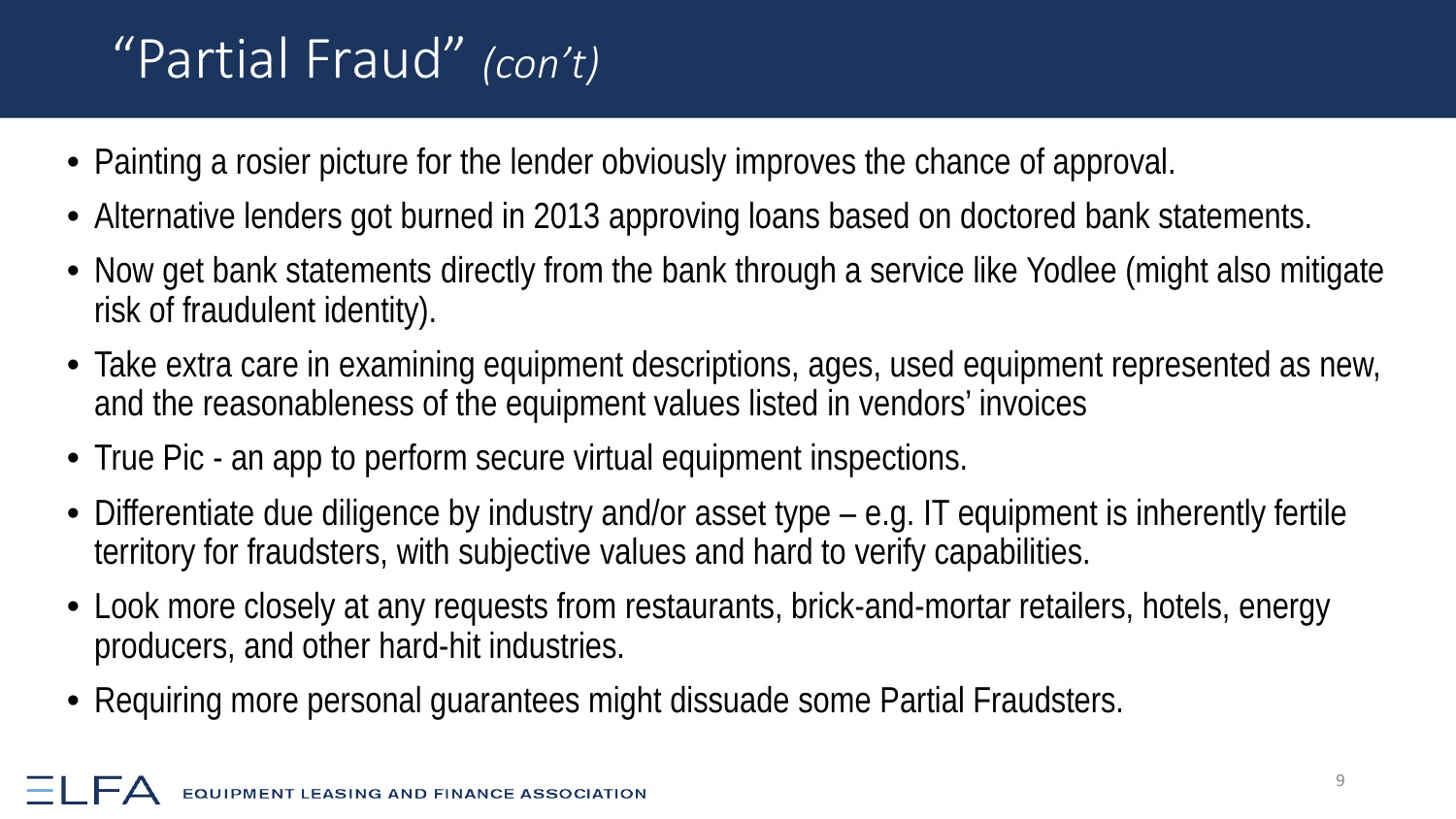# "Partial Fraud" *(con't)*

- Painting a rosier picture for the lender obviously improves the chance of approval.
- Alternative lenders got burned in 2013 approving loans based on doctored bank statements.
- Now get bank statements directly from the bank through a service like Yodlee (might also mitigate risk of fraudulent identity).
- Take extra care in examining equipment descriptions, ages, used equipment represented as new, and the reasonableness of the equipment values listed in vendors' invoices
- True Pic - an app to perform secure virtual equipment inspections.
- Differentiate due diligence by industry and/or asset type – e.g. IT equipment is inherently fertile territory for fraudsters, with subjective values and hard to verify capabilities.
- Look more closely at any requests from restaurants, brick-and-mortar retailers, hotels, energy producers, and other hard-hit industries.
- Requiring more personal guarantees might dissuade some Partial Fraudsters.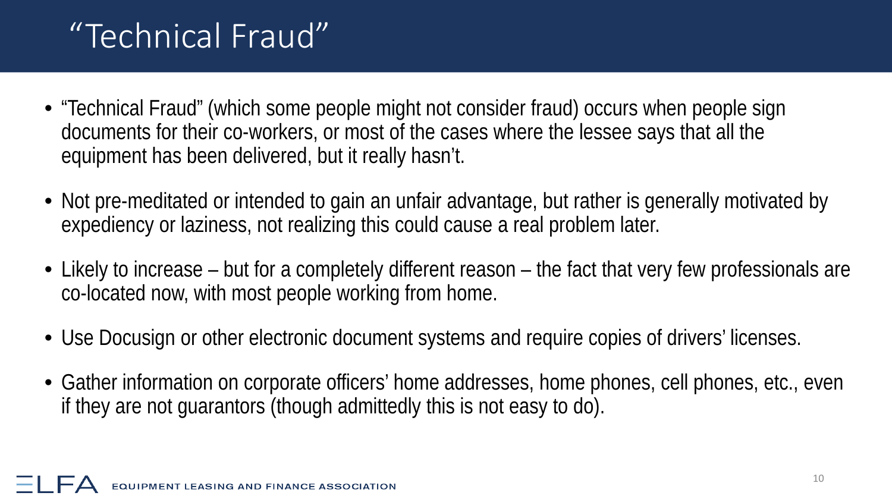# "Technical Fraud"

- "Technical Fraud" (which some people might not consider fraud) occurs when people sign documents for their co-workers, or most of the cases where the lessee says that all the equipment has been delivered, but it really hasn't.
- Not pre-meditated or intended to gain an unfair advantage, but rather is generally motivated by expediency or laziness, not realizing this could cause a real problem later.
- Likely to increase – but for a completely different reason – the fact that very few professionals are co-located now, with most people working from home.
- Use Docusign or other electronic document systems and require copies of drivers' licenses.
- Gather information on corporate officers' home addresses, home phones, cell phones, etc., even if they are not guarantors (though admittedly this is not easy to do).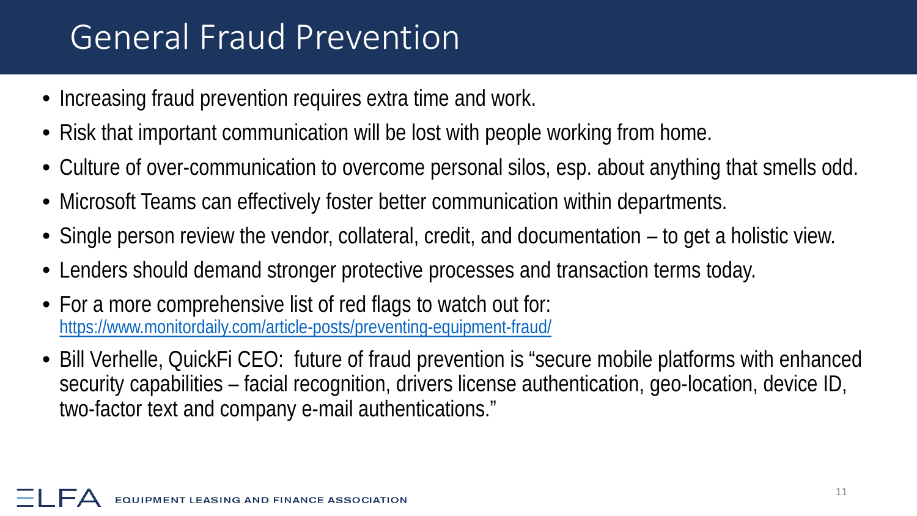# General Fraud Prevention

- Increasing fraud prevention requires extra time and work.
- Risk that important communication will be lost with people working from home.
- Culture of over-communication to overcome personal silos, esp. about anything that smells odd.
- Microsoft Teams can effectively foster better communication within departments.
- Single person review the vendor, collateral, credit, and documentation – to get a holistic view.
- Lenders should demand stronger protective processes and transaction terms today.
- For a more comprehensive list of red flags to watch out for: [https://www.monitordaily.com/article-posts/preventing-equipment-fraud/](https://www.monitordaily.com/article-posts/preventing-equipment-fraud/)
- Bill Verhelle, QuickFi CEO: future of fraud prevention is "secure mobile platforms with enhanced security capabilities – facial recognition, drivers license authentication, geo-location, device ID, two-factor text and company e-mail authentications."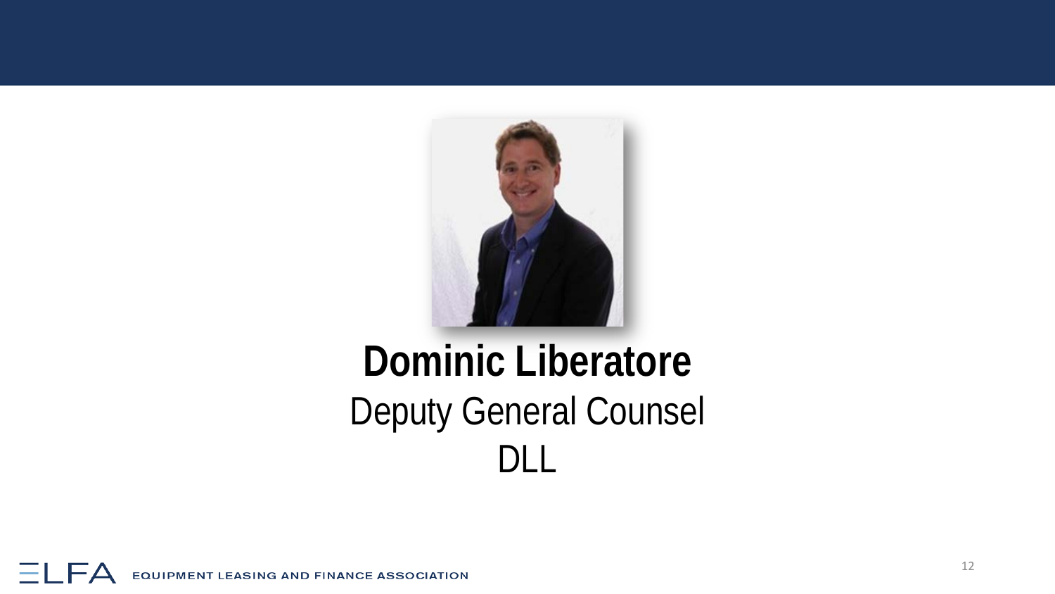**Dominic Liberatore**

Deputy General Counsel

DLL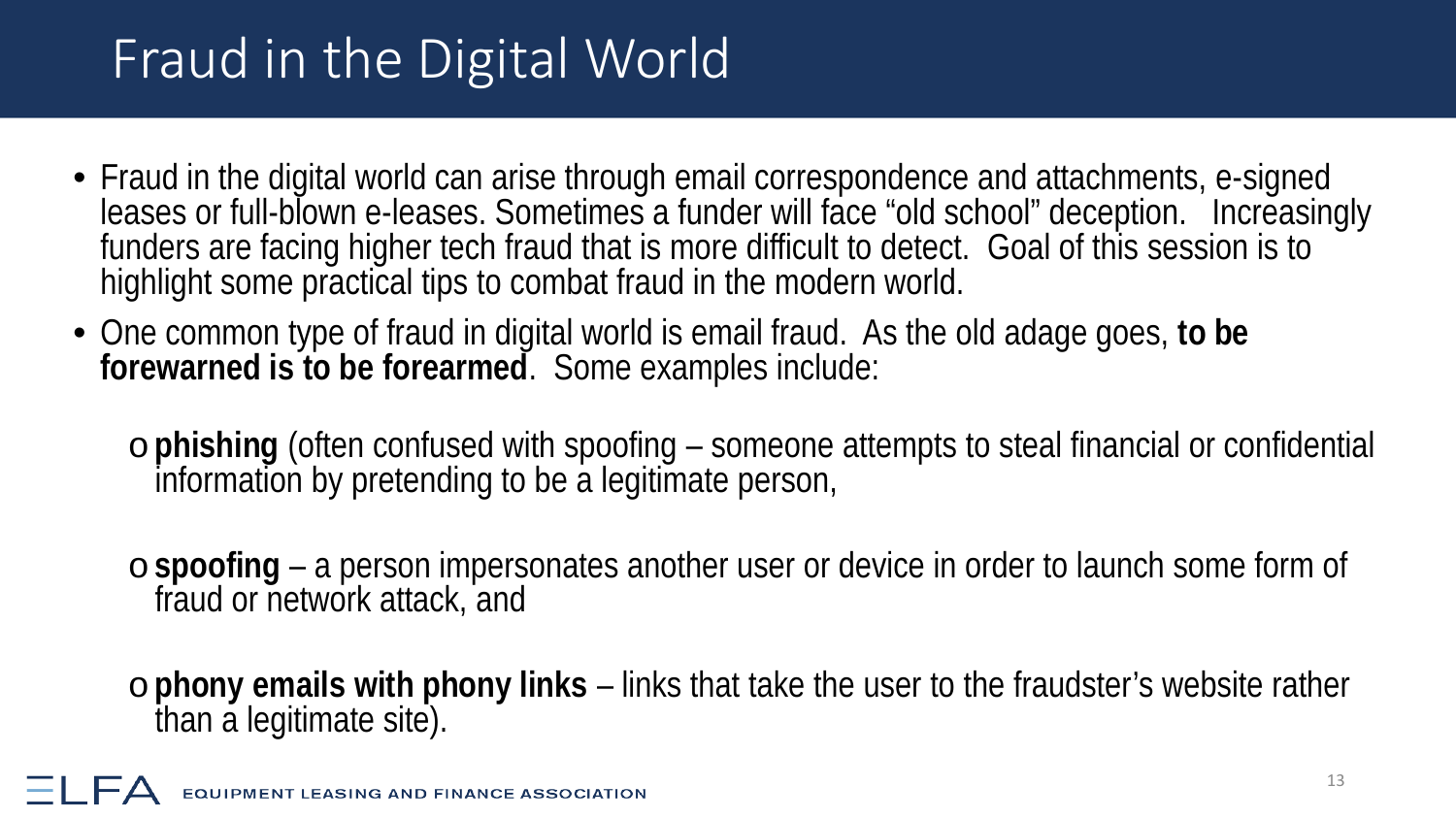# Fraud in the Digital World

- Fraud in the digital world can arise through email correspondence and attachments, e-signed leases or full-blown e-leases. Sometimes a funder will face "old school" deception. Increasingly funders are facing higher tech fraud that is more difficult to detect. Goal of this session is to highlight some practical tips to combat fraud in the modern world.
- One common type of fraud in digital world is email fraud. As the old adage goes, **to be forewarned is to be forearmed**. Some examples include:
  - **phishing** (often confused with spoofing – someone attempts to steal financial or confidential information by pretending to be a legitimate person,
  - **spoofing** – a person impersonates another user or device in order to launch some form of fraud or network attack, and
  - **phony emails with phony links** – links that take the user to the fraudster's website rather than a legitimate site).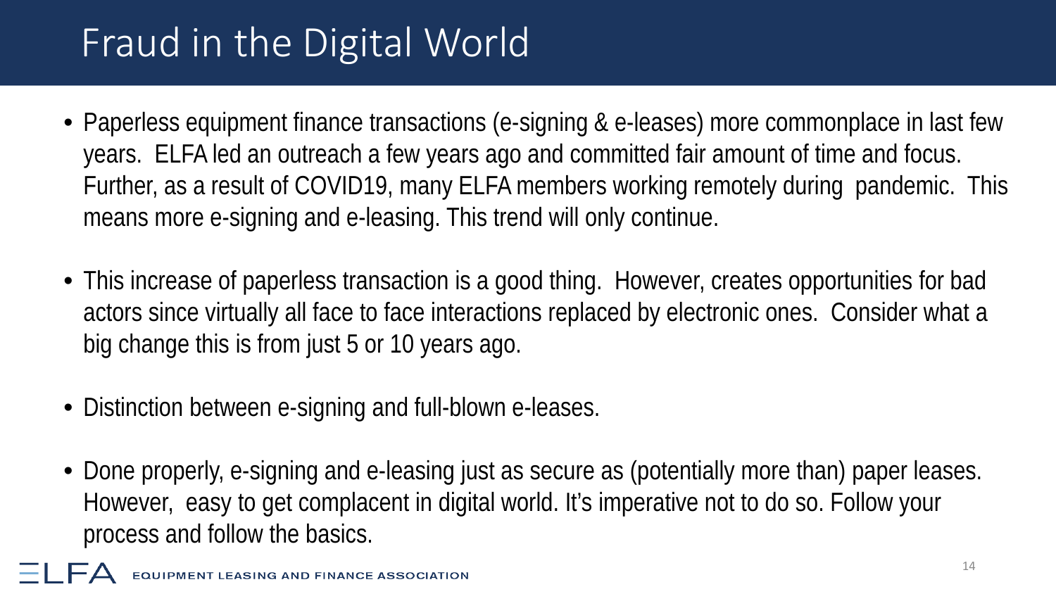# Fraud in the Digital World

- Paperless equipment finance transactions (e-signing & e-leases) more commonplace in last few years. ELFA led an outreach a few years ago and committed fair amount of time and focus. Further, as a result of COVID19, many ELFA members working remotely during pandemic. This means more e-signing and e-leasing. This trend will only continue.

- This increase of paperless transaction is a good thing. However, creates opportunities for bad actors since virtually all face to face interactions replaced by electronic ones. Consider what a big change this is from just 5 or 10 years ago.

- Distinction between e-signing and full-blown e-leases.

- Done properly, e-signing and e-leasing just as secure as (potentially more than) paper leases. However, easy to get complacent in digital world. It's imperative not to do so. Follow your process and follow the basics.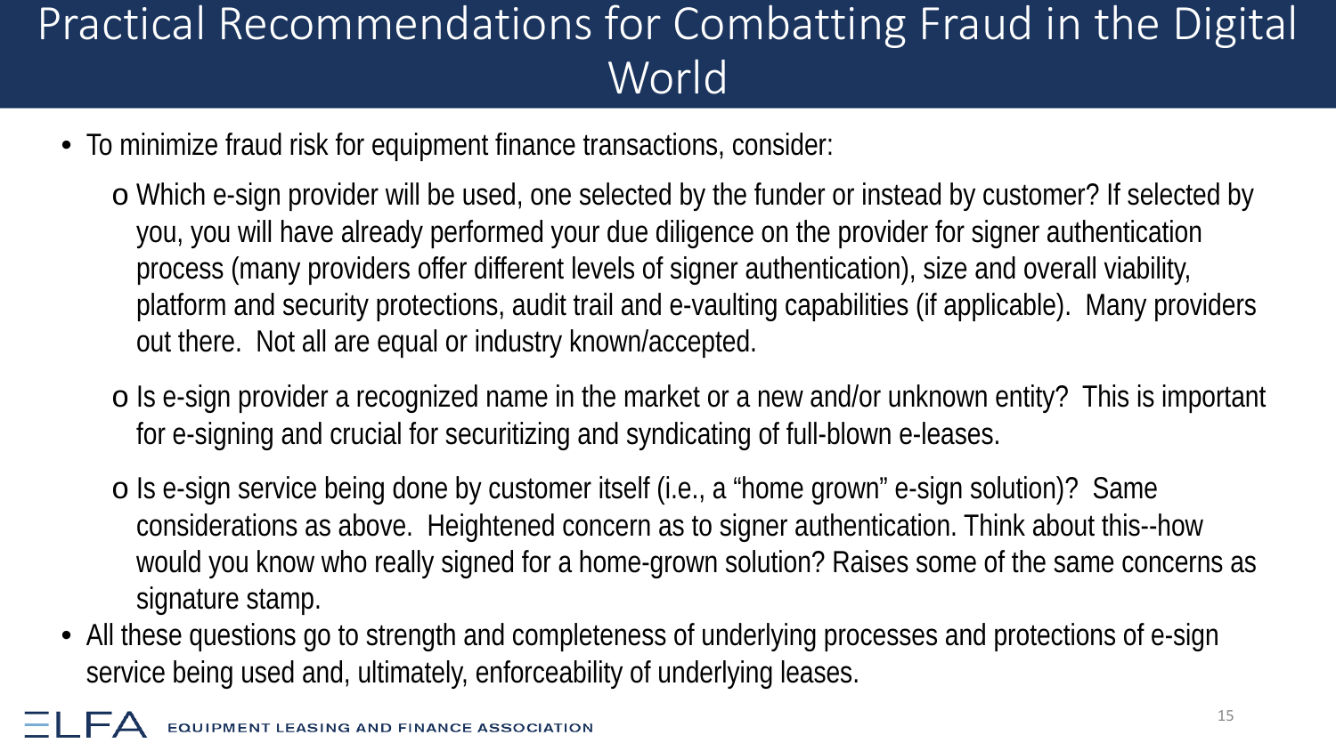# Practical Recommendations for Combatting Fraud in the Digital World

- To minimize fraud risk for equipment finance transactions, consider:
  - Which e-sign provider will be used, one selected by the funder or instead by customer? If selected by you, you will have already performed your due diligence on the provider for signer authentication process (many providers offer different levels of signer authentication), size and overall viability, platform and security protections, audit trail and e-vaulting capabilities (if applicable). Many providers out there. Not all are equal or industry known/accepted.
  - Is e-sign provider a recognized name in the market or a new and/or unknown entity? This is important for e-signing and crucial for securitizing and syndicating of full-blown e-leases.
  - Is e-sign service being done by customer itself (i.e., a "home grown" e-sign solution)? Same considerations as above. Heightened concern as to signer authentication. Think about this--how would you know who really signed for a home-grown solution? Raises some of the same concerns as signature stamp.
- All these questions go to strength and completeness of underlying processes and protections of e-sign service being used and, ultimately, enforceability of underlying leases.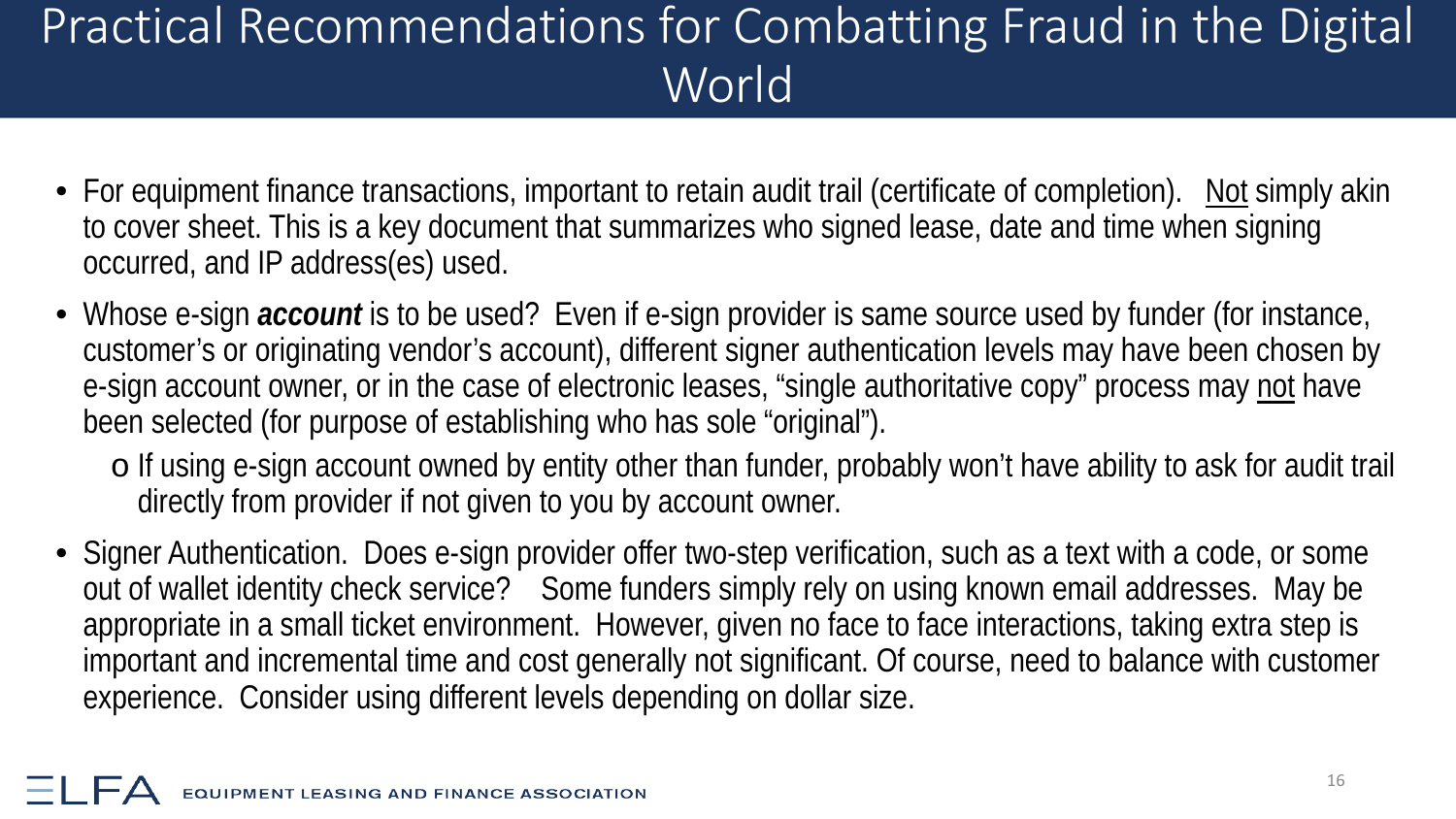# Practical Recommendations for Combatting Fraud in the Digital World

- For equipment finance transactions, important to retain audit trail (certificate of completion). <u>Not</u> simply akin to cover sheet. This is a key document that summarizes who signed lease, date and time when signing occurred, and IP address(es) used.
- Whose e-sign ***account*** is to be used? Even if e-sign provider is same source used by funder (for instance, customer's or originating vendor's account), different signer authentication levels may have been chosen by e-sign account owner, or in the case of electronic leases, "single authoritative copy" process may <u>not</u> have been selected (for purpose of establishing who has sole "original").
  - If using e-sign account owned by entity other than funder, probably won't have ability to ask for audit trail directly from provider if not given to you by account owner.
- Signer Authentication. Does e-sign provider offer two-step verification, such as a text with a code, or some out of wallet identity check service? Some funders simply rely on using known email addresses. May be appropriate in a small ticket environment. However, given no face to face interactions, taking extra step is important and incremental time and cost generally not significant. Of course, need to balance with customer experience. Consider using different levels depending on dollar size.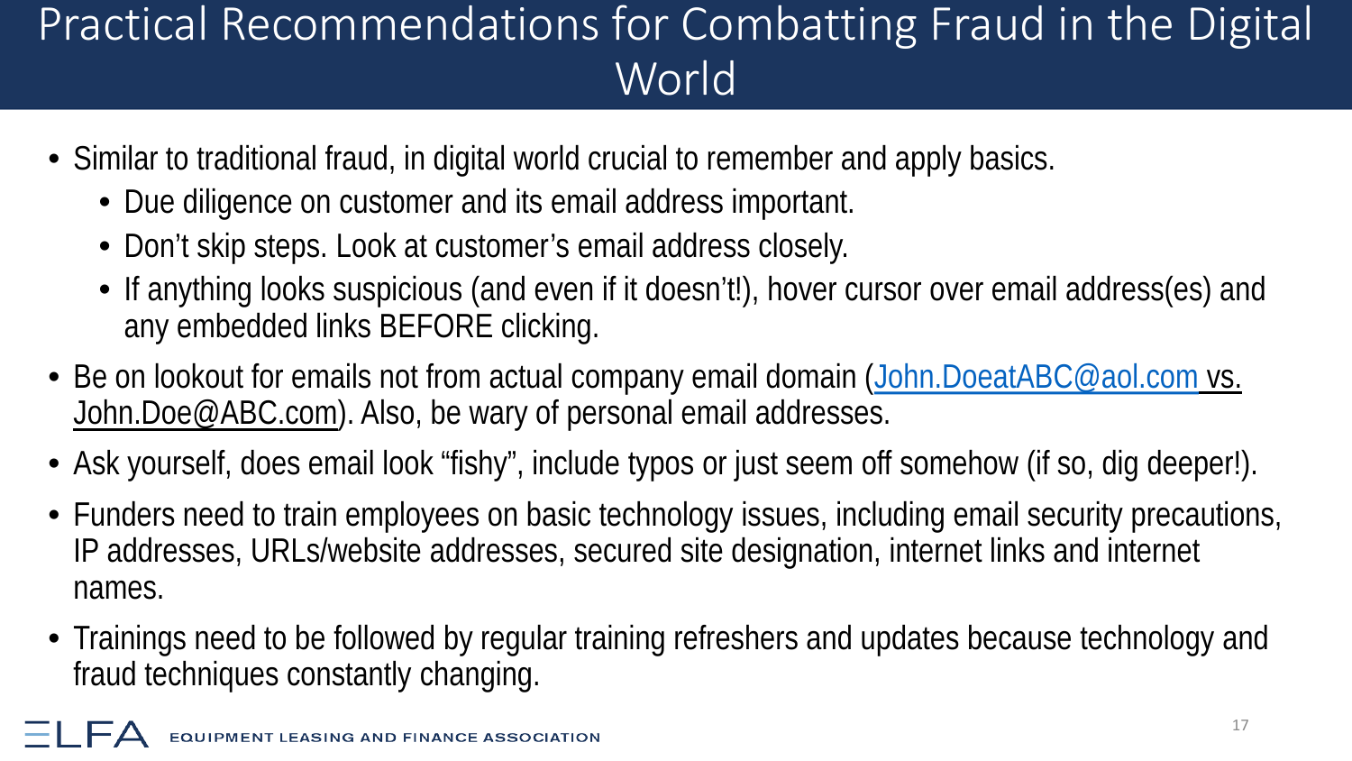# Practical Recommendations for Combatting Fraud in the Digital World

- Similar to traditional fraud, in digital world crucial to remember and apply basics.
  - Due diligence on customer and its email address important.
  - Don't skip steps. Look at customer's email address closely.
  - If anything looks suspicious (and even if it doesn't!), hover cursor over email address(es) and any embedded links BEFORE clicking.
- Be on lookout for emails not from actual company email domain (John.DoeatABC@aol.com vs. John.Doe@ABC.com). Also, be wary of personal email addresses.
- Ask yourself, does email look "fishy", include typos or just seem off somehow (if so, dig deeper!).
- Funders need to train employees on basic technology issues, including email security precautions, IP addresses, URLs/website addresses, secured site designation, internet links and internet names.
- Trainings need to be followed by regular training refreshers and updates because technology and fraud techniques constantly changing.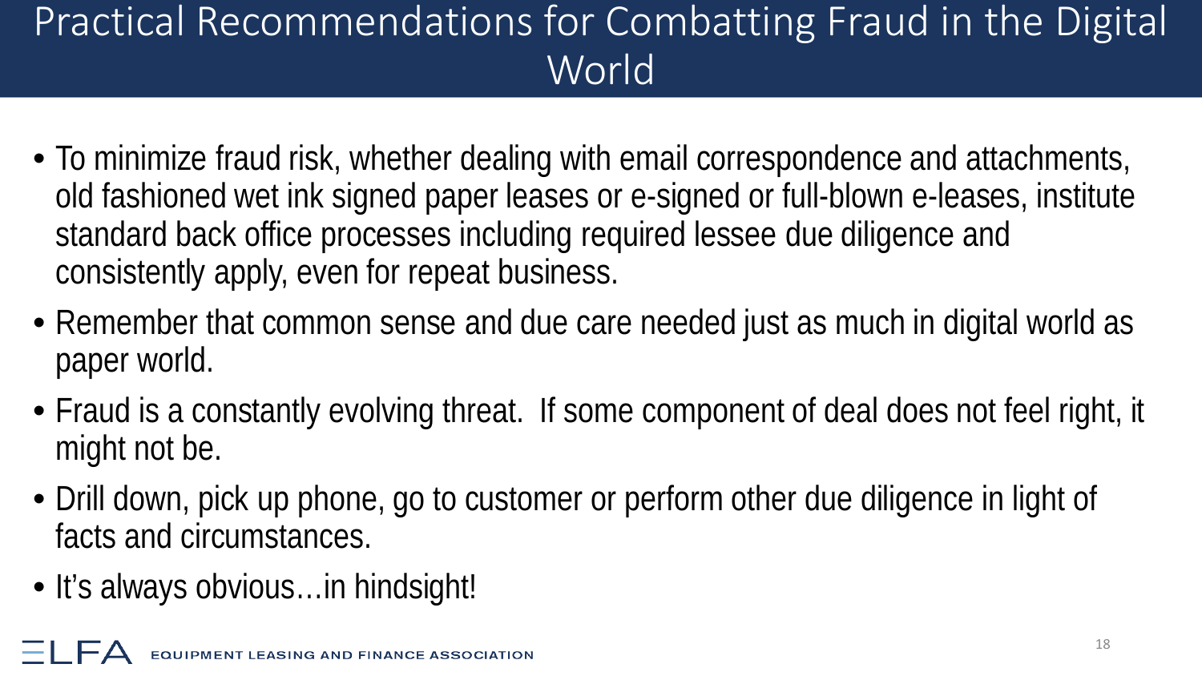# Practical Recommendations for Combatting Fraud in the Digital World

- To minimize fraud risk, whether dealing with email correspondence and attachments, old fashioned wet ink signed paper leases or e-signed or full-blown e-leases, institute standard back office processes including required lessee due diligence and consistently apply, even for repeat business.
- Remember that common sense and due care needed just as much in digital world as paper world.
- Fraud is a constantly evolving threat. If some component of deal does not feel right, it might not be.
- Drill down, pick up phone, go to customer or perform other due diligence in light of facts and circumstances.
- It's always obvious…in hindsight!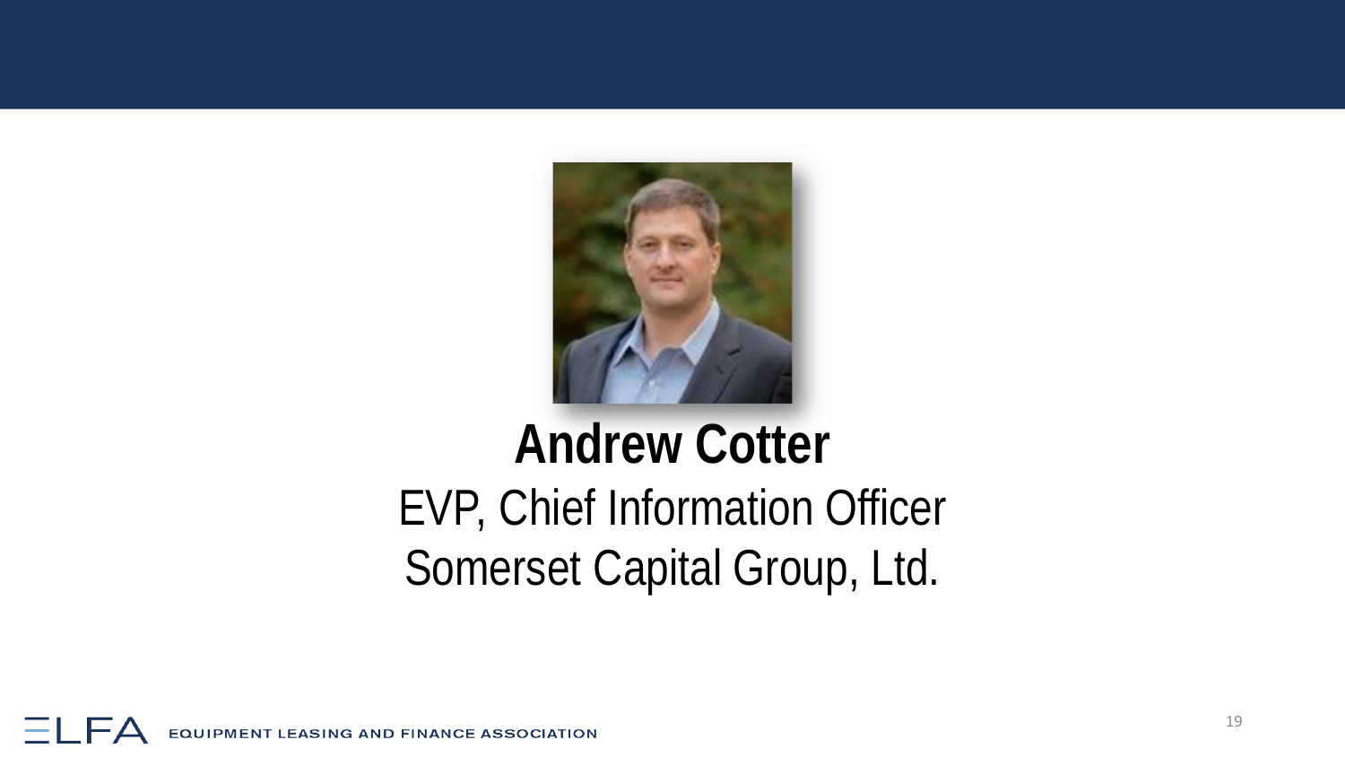**Andrew Cotter**

EVP, Chief Information Officer

Somerset Capital Group, Ltd.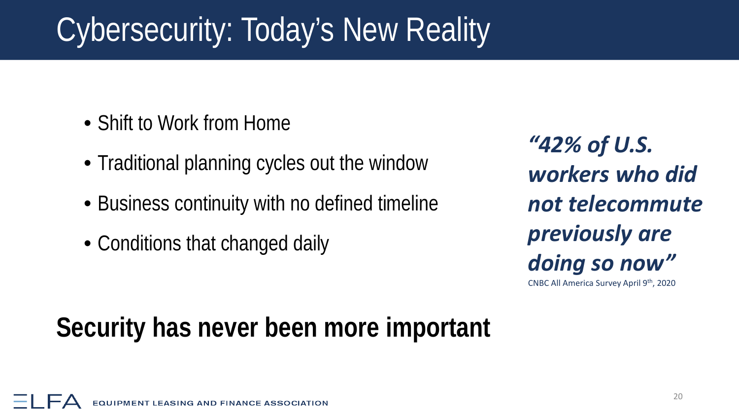# Cybersecurity: Today's New Reality

- Shift to Work from Home
- Traditional planning cycles out the window
- Business continuity with no defined timeline
- Conditions that changed daily

***"42% of U.S. workers who did not telecommute previously are doing so now"***

CNBC All America Survey April 9th, 2020

**Security has never been more important**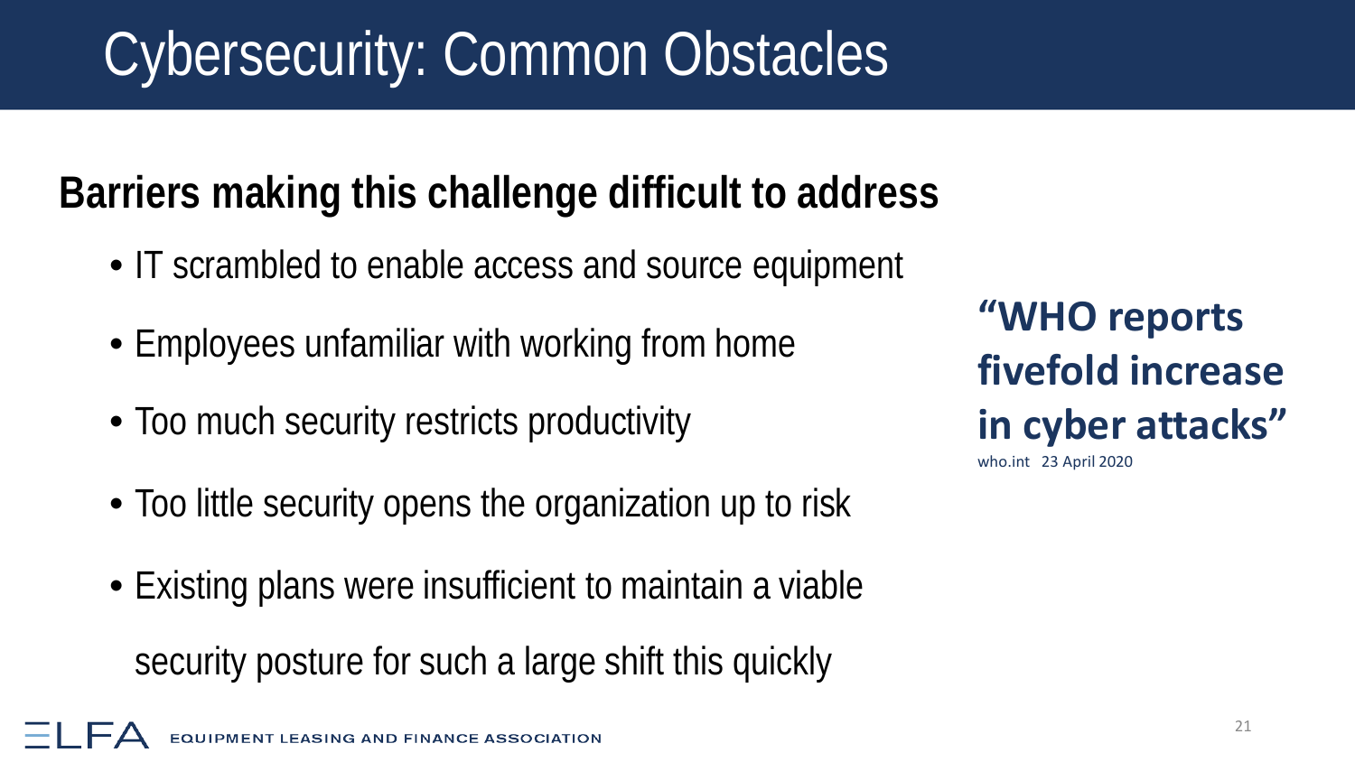# Cybersecurity: Common Obstacles

## Barriers making this challenge difficult to address

- IT scrambled to enable access and source equipment
- Employees unfamiliar with working from home
- Too much security restricts productivity
- Too little security opens the organization up to risk
- Existing plans were insufficient to maintain a viable security posture for such a large shift this quickly

**"WHO reports fivefold increase in cyber attacks"**
who.int 23 April 2020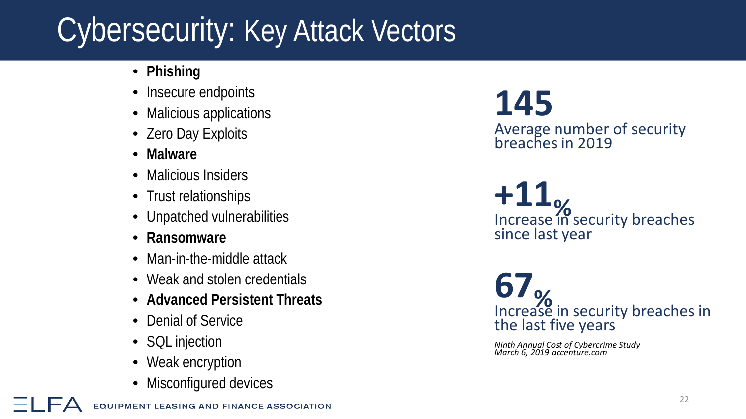# Cybersecurity: Key Attack Vectors

- **Phishing**
- Insecure endpoints
- Malicious applications
- Zero Day Exploits
- **Malware**
- Malicious Insiders
- Trust relationships
- Unpatched vulnerabilities
- **Ransomware**
- Man-in-the-middle attack
- Weak and stolen credentials
- **Advanced Persistent Threats**
- Denial of Service
- SQL injection
- Weak encryption
- Misconfigured devices

**145**
Average number of security breaches in 2019

**+11%**
Increase in security breaches since last year

**67%**
Increase in security breaches in the last five years

*Ninth Annual Cost of Cybercrime Study*
*March 6, 2019 accenture.com*

ELFA EQUIPMENT LEASING AND FINANCE ASSOCIATION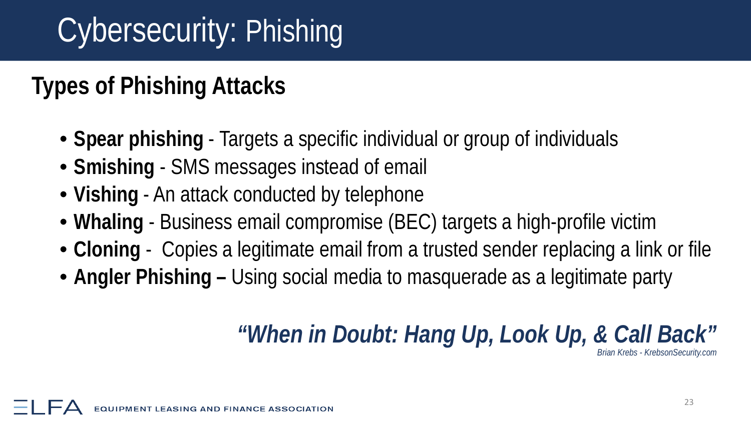# Cybersecurity: Phishing

## Types of Phishing Attacks

- **Spear phishing** - Targets a specific individual or group of individuals
- **Smishing** - SMS messages instead of email
- **Vishing** - An attack conducted by telephone
- **Whaling** - Business email compromise (BEC) targets a high-profile victim
- **Cloning** - Copies a legitimate email from a trusted sender replacing a link or file
- **Angler Phishing –** Using social media to masquerade as a legitimate party

***"When in Doubt: Hang Up, Look Up, & Call Back"***

*Brian Krebs - KrebsonSecurity.com*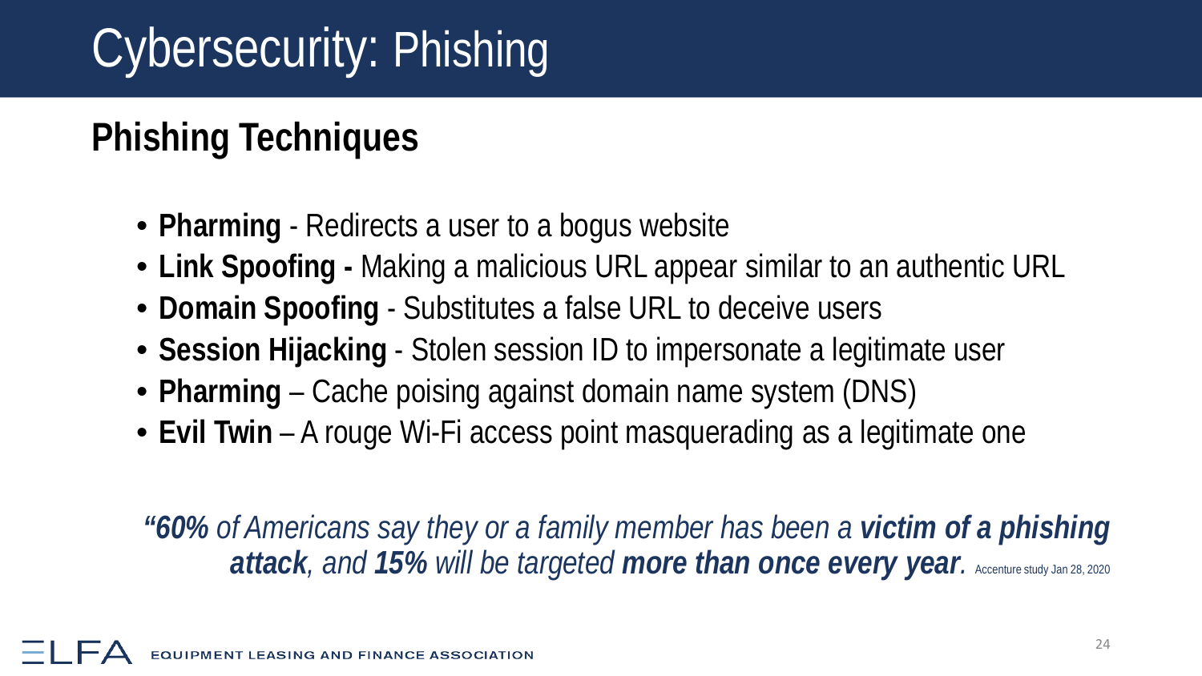# Cybersecurity: Phishing

## Phishing Techniques

- **Pharming** - Redirects a user to a bogus website
- **Link Spoofing -** Making a malicious URL appear similar to an authentic URL
- **Domain Spoofing** - Substitutes a false URL to deceive users
- **Session Hijacking** - Stolen session ID to impersonate a legitimate user
- **Pharming** – Cache poising against domain name system (DNS)
- **Evil Twin** – A rouge Wi-Fi access point masquerading as a legitimate one

*“**60%** of Americans say they or a family member has been a **victim of a phishing attack**, and **15%** will be targeted **more than once every year**.* Accenture study Jan 28, 2020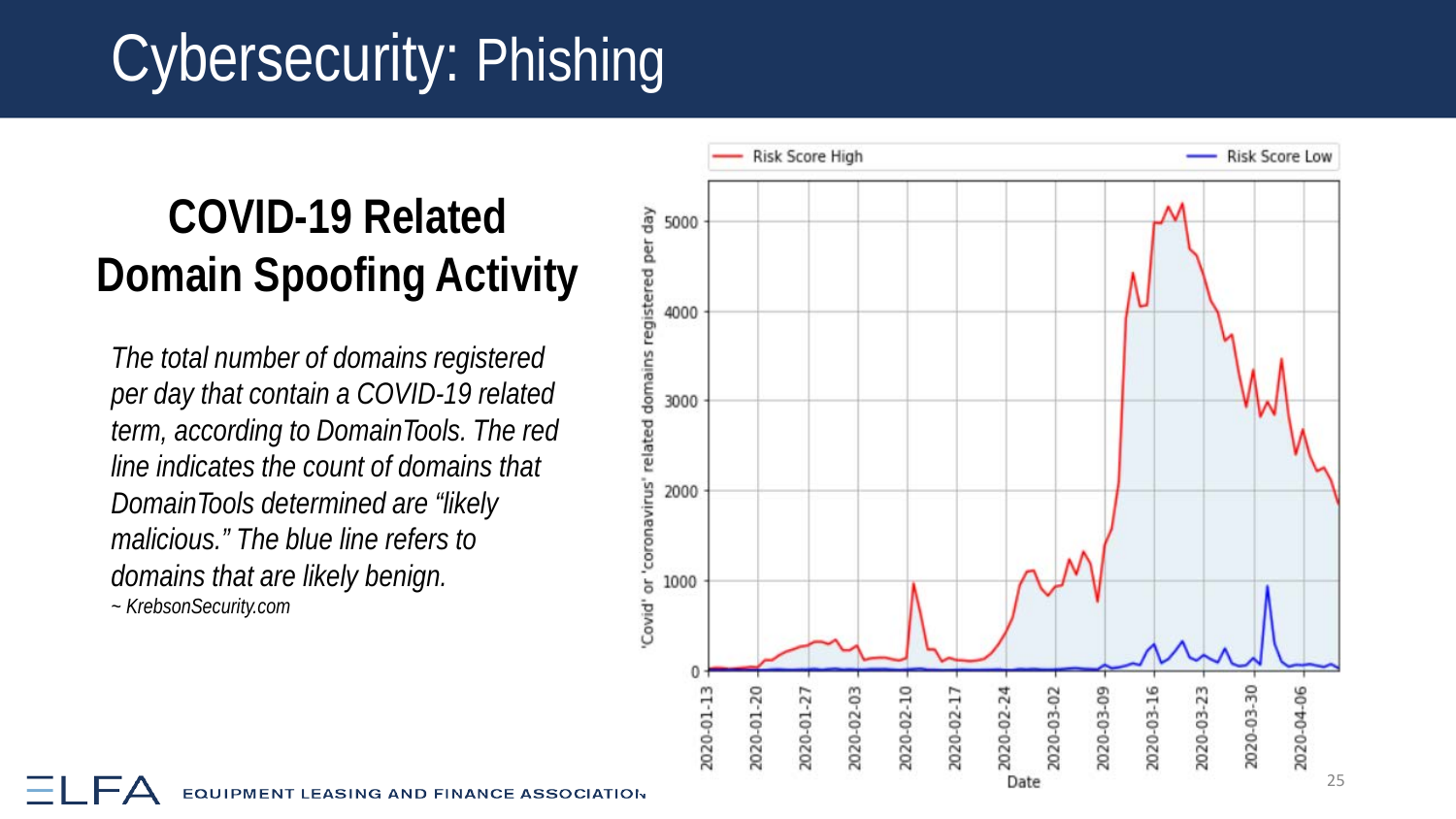# Cybersecurity: Phishing

## COVID-19 Related Domain Spoofing Activity

*The total number of domains registered per day that contain a COVID-19 related term, according to DomainTools. The red line indicates the count of domains that DomainTools determined are "likely malicious." The blue line refers to domains that are likely benign.*

*~ KrebsonSecurity.com*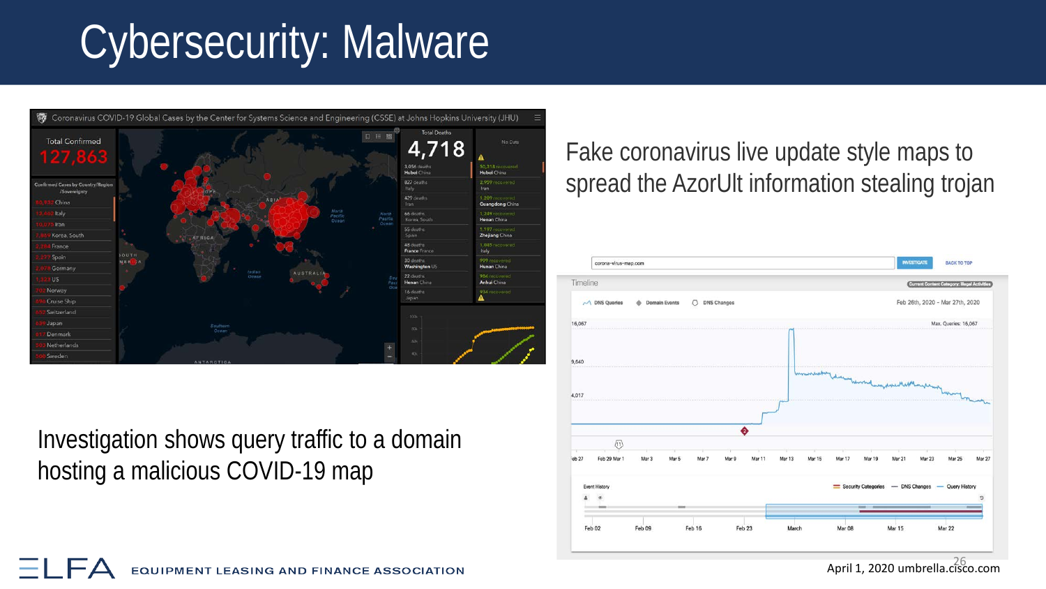# Cybersecurity: Malware

Fake coronavirus live update style maps to spread the AzorUlt information stealing trojan

Investigation shows query traffic to a domain hosting a malicious COVID-19 map

April 1, 2020 umbrella.cisco.com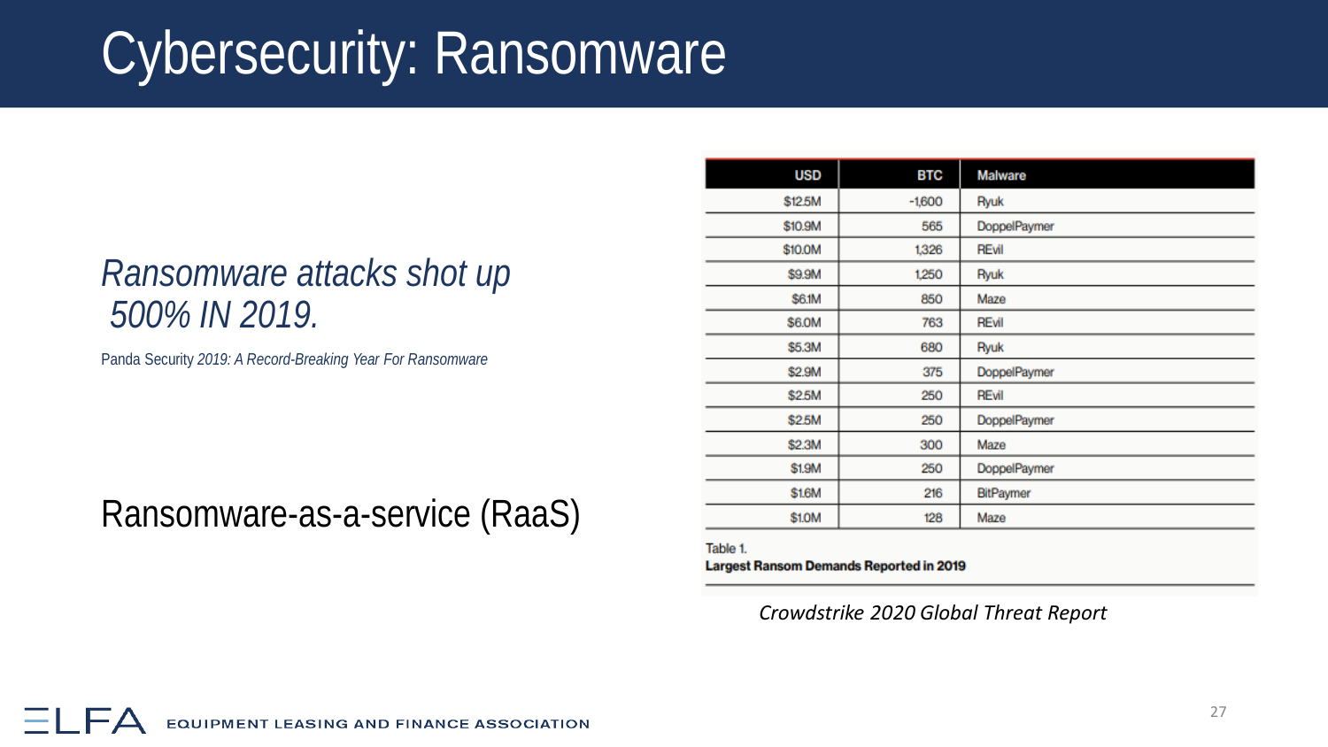# Cybersecurity: Ransomware

*Ransomware attacks shot up 500% IN 2019.*

Panda Security *2019: A Record-Breaking Year For Ransomware*

Ransomware-as-a-service (RaaS)

| USD | BTC | Malware |
|---|---|---|
| $12.5M | ~1,600 | Ryuk |
| $10.9M | 565 | DoppelPaymer |
| $10.0M | 1,326 | REvil |
| $9.9M | 1,250 | Ryuk |
| $6.1M | 850 | Maze |
| $6.0M | 763 | REvil |
| $5.3M | 680 | Ryuk |
| $2.9M | 375 | DoppelPaymer |
| $2.5M | 250 | REvil |
| $2.5M | 250 | DoppelPaymer |
| $2.3M | 300 | Maze |
| $1.9M | 250 | DoppelPaymer |
| $1.6M | 216 | BitPaymer |
| $1.0M | 128 | Maze |

Table 1.
**Largest Ransom Demands Reported in 2019**

*Crowdstrike 2020 Global Threat Report*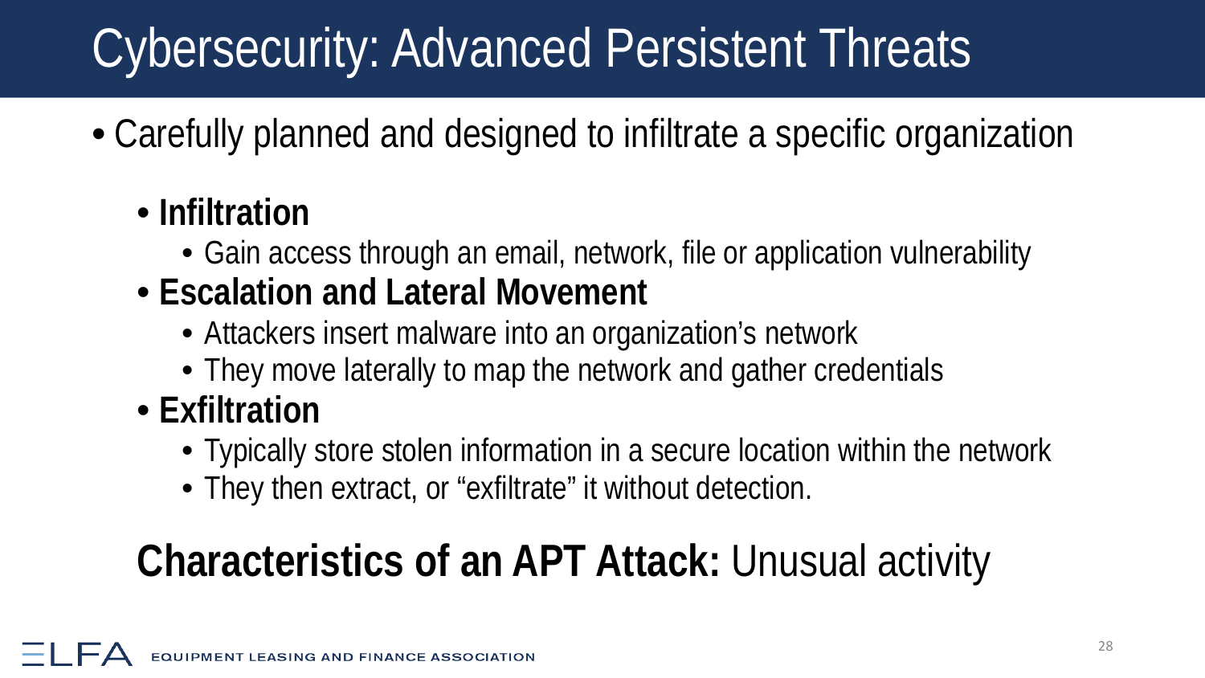# Cybersecurity: Advanced Persistent Threats

- Carefully planned and designed to infiltrate a specific organization
  - **Infiltration**
    - Gain access through an email, network, file or application vulnerability
  - **Escalation and Lateral Movement**
    - Attackers insert malware into an organization's network
    - They move laterally to map the network and gather credentials
  - **Exfiltration**
    - Typically store stolen information in a secure location within the network
    - They then extract, or "exfiltrate" it without detection.

## **Characteristics of an APT Attack:** Unusual activity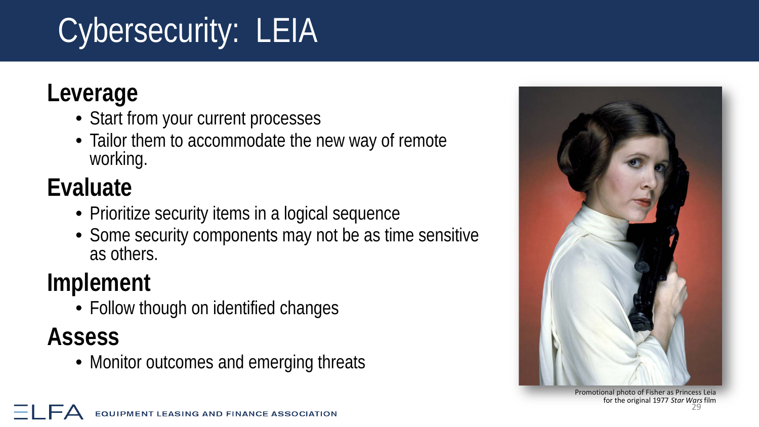# Cybersecurity: LEIA

## Leverage

- Start from your current processes
- Tailor them to accommodate the new way of remote working.

## Evaluate

- Prioritize security items in a logical sequence
- Some security components may not be as time sensitive as others.

## Implement

- Follow though on identified changes

## Assess

- Monitor outcomes and emerging threats

Promotional photo of Fisher as Princess Leia for the original 1977 *Star Wars* film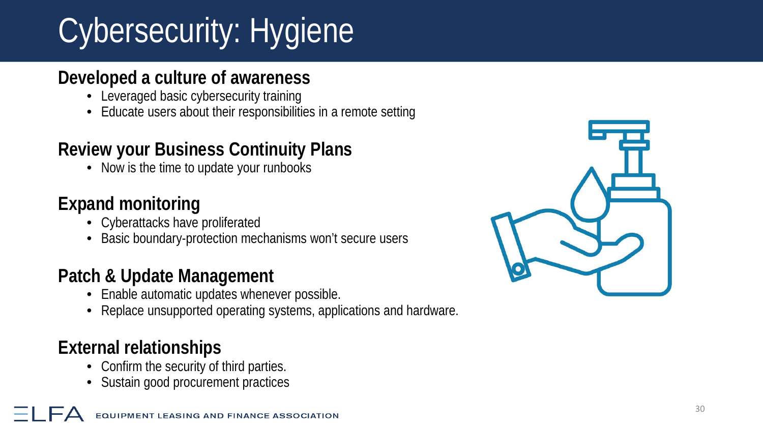# Cybersecurity: Hygiene

## Developed a culture of awareness

- Leveraged basic cybersecurity training
- Educate users about their responsibilities in a remote setting

## Review your Business Continuity Plans

- Now is the time to update your runbooks

## Expand monitoring

- Cyberattacks have proliferated
- Basic boundary-protection mechanisms won't secure users

## Patch & Update Management

- Enable automatic updates whenever possible.
- Replace unsupported operating systems, applications and hardware.

## External relationships

- Confirm the security of third parties.
- Sustain good procurement practices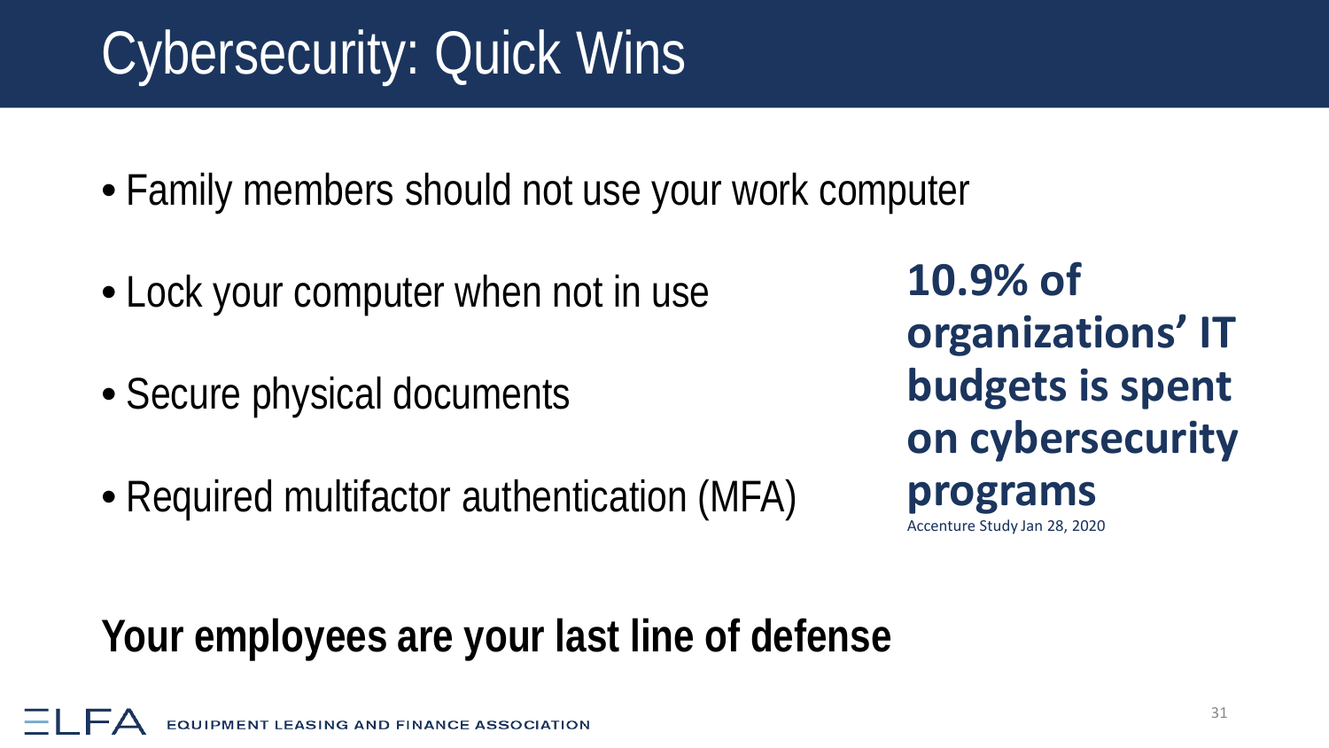# Cybersecurity: Quick Wins

- Family members should not use your work computer
- Lock your computer when not in use
- Secure physical documents
- Required multifactor authentication (MFA)

**10.9% of organizations' IT budgets is spent on cybersecurity programs**

Accenture Study Jan 28, 2020

**Your employees are your last line of defense**

ELFA EQUIPMENT LEASING AND FINANCE ASSOCIATION